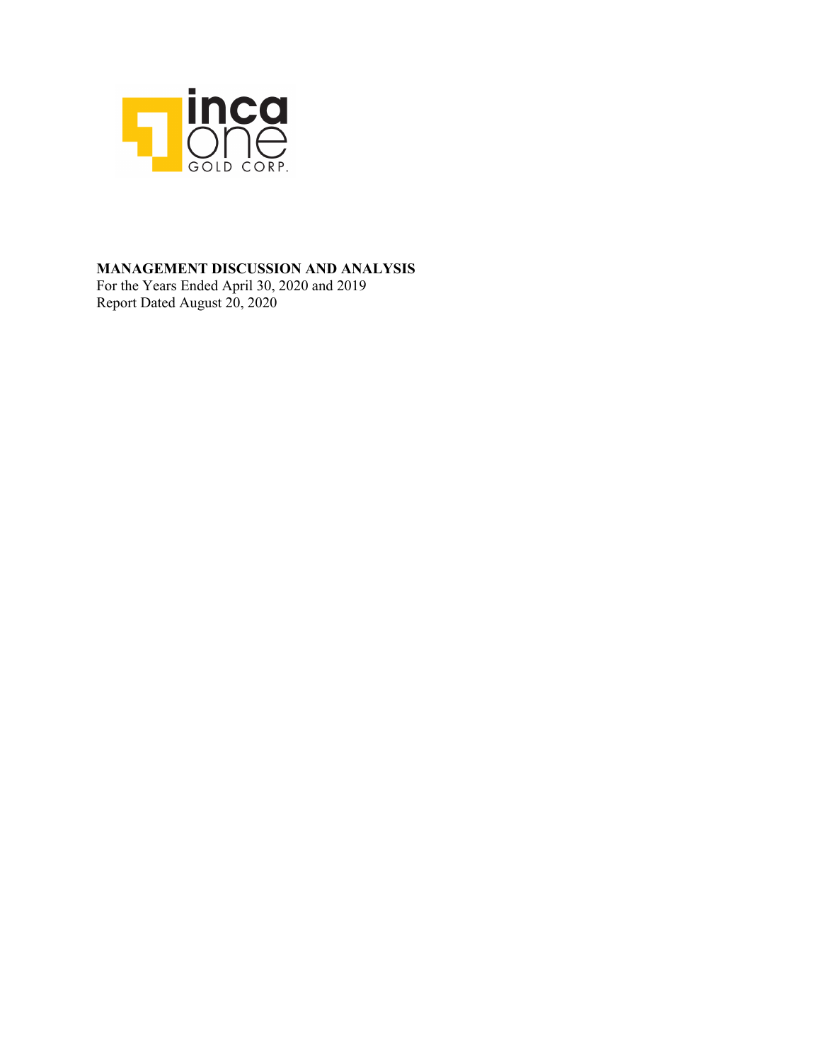**MANAGEMENT DISCUSSION AND ANALYSIS**

For the Years Ended April 30, 2020 and 2019

Report Dated August 20, 2020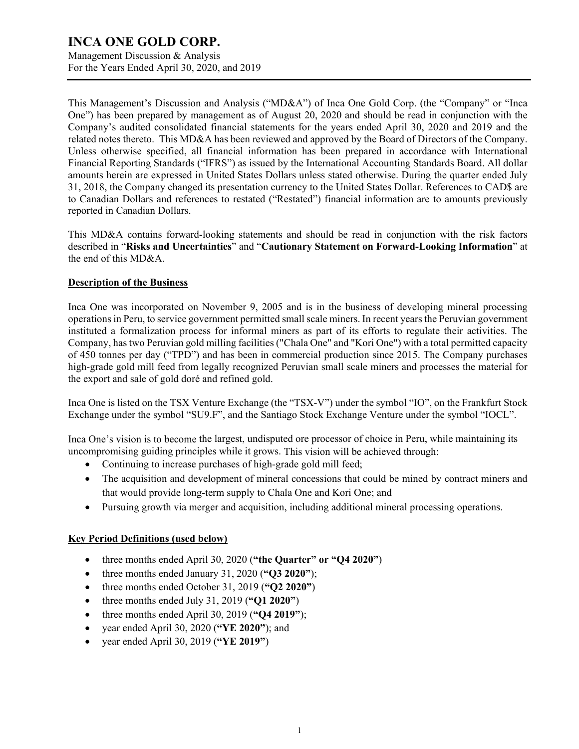This Management's Discussion and Analysis ("MD&A") of Inca One Gold Corp. (the "Company" or "Inca One") has been prepared by management as of August 20, 2020 and should be read in conjunction with the Company's audited consolidated financial statements for the years ended April 30, 2020 and 2019 and the related notes thereto. This MD&A has been reviewed and approved by the Board of Directors of the Company. Unless otherwise specified, all financial information has been prepared in accordance with International Financial Reporting Standards ("IFRS") as issued by the International Accounting Standards Board. All dollar amounts herein are expressed in United States Dollars unless stated otherwise. During the quarter ended July 31, 2018, the Company changed its presentation currency to the United States Dollar. References to CAD$ are to Canadian Dollars and references to restated ("Restated") financial information are to amounts previously reported in Canadian Dollars.

This MD&A contains forward-looking statements and should be read in conjunction with the risk factors described in "**Risks and Uncertainties**" and "**Cautionary Statement on Forward-Looking Information**" at the end of this MD&A.

## Description of the Business

Inca One was incorporated on November 9, 2005 and is in the business of developing mineral processing operations in Peru, to service government permitted small scale miners. In recent years the Peruvian government instituted a formalization process for informal miners as part of its efforts to regulate their activities. The Company, has two Peruvian gold milling facilities ("Chala One" and "Kori One") with a total permitted capacity of 450 tonnes per day ("TPD") and has been in commercial production since 2015. The Company purchases high-grade gold mill feed from legally recognized Peruvian small scale miners and processes the material for the export and sale of gold doré and refined gold.

Inca One is listed on the TSX Venture Exchange (the "TSX-V") under the symbol "IO", on the Frankfurt Stock Exchange under the symbol "SU9.F", and the Santiago Stock Exchange Venture under the symbol "IOCL".

Inca One's vision is to become the largest, undisputed ore processor of choice in Peru, while maintaining its uncompromising guiding principles while it grows. This vision will be achieved through:

- Continuing to increase purchases of high-grade gold mill feed;
- The acquisition and development of mineral concessions that could be mined by contract miners and that would provide long-term supply to Chala One and Kori One; and
- Pursuing growth via merger and acquisition, including additional mineral processing operations.

## Key Period Definitions (used below)

- three months ended April 30, 2020 (**"the Quarter" or "Q4 2020"**)
- three months ended January 31, 2020 (**"Q3 2020"**);
- three months ended October 31, 2019 (**"Q2 2020"**)
- three months ended July 31, 2019 (**"Q1 2020"**)
- three months ended April 30, 2019 (**"Q4 2019"**);
- year ended April 30, 2020 (**"YE 2020"**); and
- year ended April 30, 2019 (**"YE 2019"**)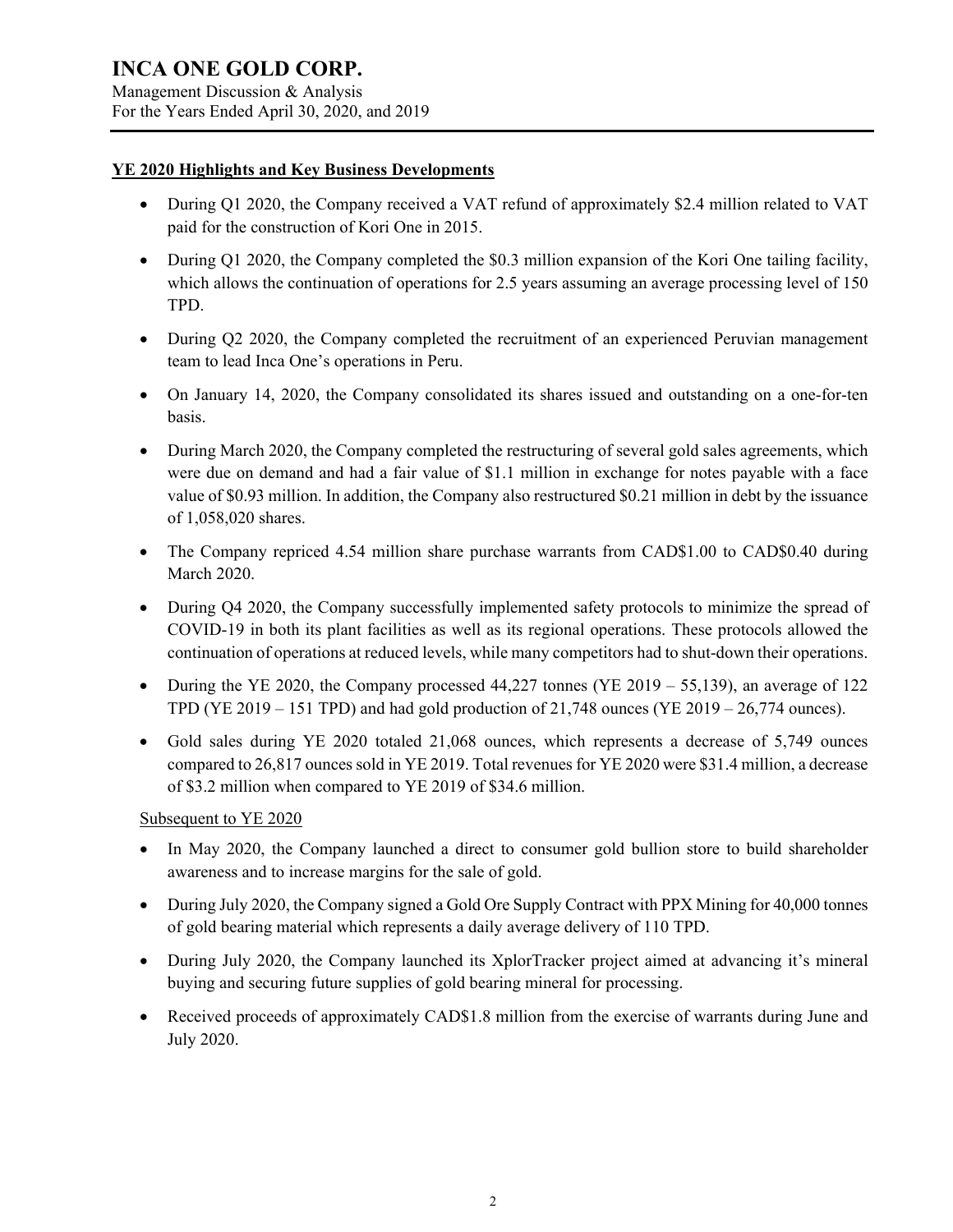## YE 2020 Highlights and Key Business Developments

- During Q1 2020, the Company received a VAT refund of approximately $2.4 million related to VAT paid for the construction of Kori One in 2015.
- During Q1 2020, the Company completed the $0.3 million expansion of the Kori One tailing facility, which allows the continuation of operations for 2.5 years assuming an average processing level of 150 TPD.
- During Q2 2020, the Company completed the recruitment of an experienced Peruvian management team to lead Inca One's operations in Peru.
- On January 14, 2020, the Company consolidated its shares issued and outstanding on a one-for-ten basis.
- During March 2020, the Company completed the restructuring of several gold sales agreements, which were due on demand and had a fair value of $1.1 million in exchange for notes payable with a face value of $0.93 million. In addition, the Company also restructured $0.21 million in debt by the issuance of 1,058,020 shares.
- The Company repriced 4.54 million share purchase warrants from CAD$1.00 to CAD$0.40 during March 2020.
- During Q4 2020, the Company successfully implemented safety protocols to minimize the spread of COVID-19 in both its plant facilities as well as its regional operations. These protocols allowed the continuation of operations at reduced levels, while many competitors had to shut-down their operations.
- During the YE 2020, the Company processed 44,227 tonnes (YE 2019 – 55,139), an average of 122 TPD (YE 2019 – 151 TPD) and had gold production of 21,748 ounces (YE 2019 – 26,774 ounces).
- Gold sales during YE 2020 totaled 21,068 ounces, which represents a decrease of 5,749 ounces compared to 26,817 ounces sold in YE 2019. Total revenues for YE 2020 were $31.4 million, a decrease of $3.2 million when compared to YE 2019 of $34.6 million.

Subsequent to YE 2020

- In May 2020, the Company launched a direct to consumer gold bullion store to build shareholder awareness and to increase margins for the sale of gold.
- During July 2020, the Company signed a Gold Ore Supply Contract with PPX Mining for 40,000 tonnes of gold bearing material which represents a daily average delivery of 110 TPD.
- During July 2020, the Company launched its XplorTracker project aimed at advancing it's mineral buying and securing future supplies of gold bearing mineral for processing.
- Received proceeds of approximately CAD$1.8 million from the exercise of warrants during June and July 2020.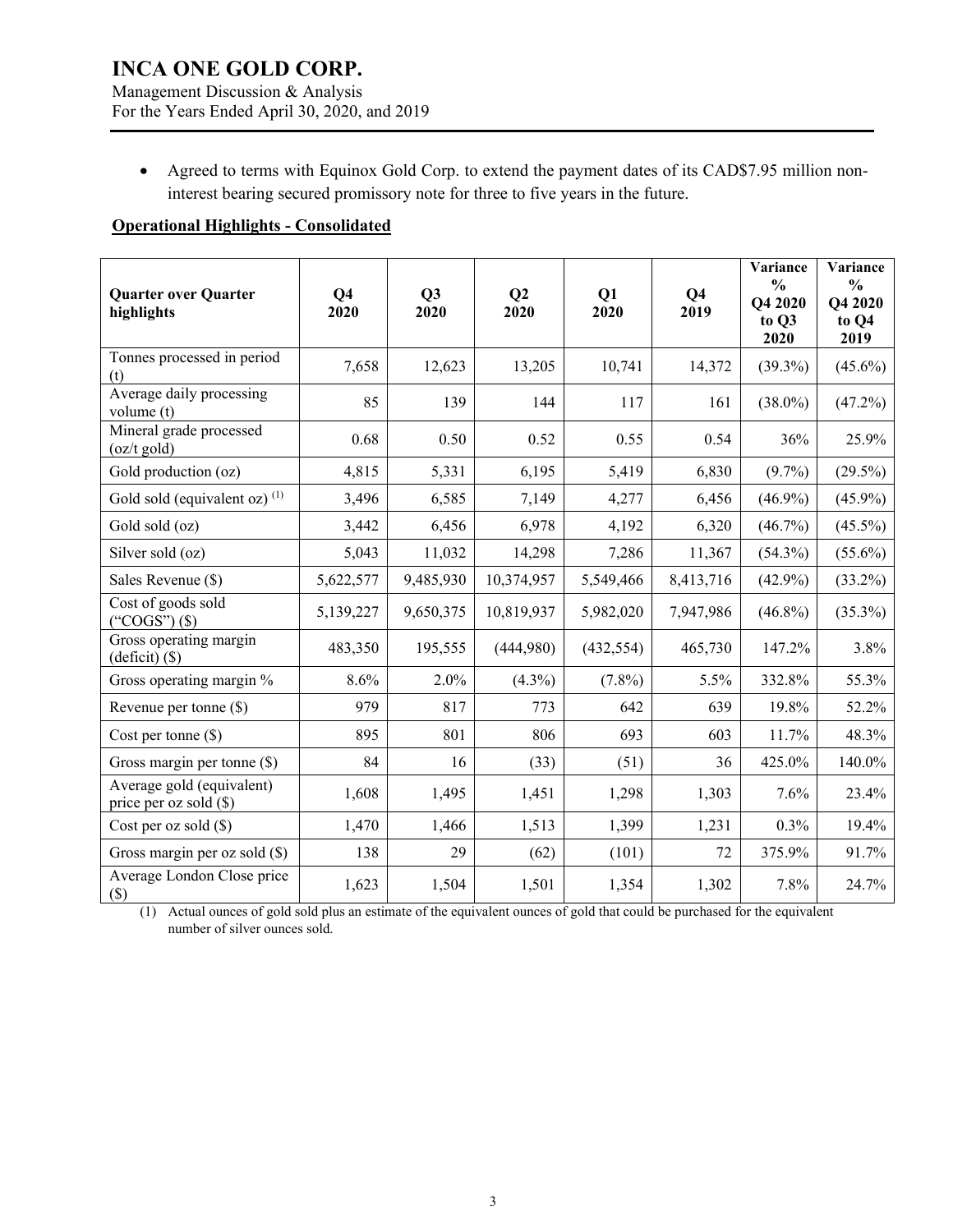- Agreed to terms with Equinox Gold Corp. to extend the payment dates of its CAD$7.95 million non-interest bearing secured promissory note for three to five years in the future.

**Operational Highlights - Consolidated**

| Quarter over Quarter highlights | Q4 2020 | Q3 2020 | Q2 2020 | Q1 2020 | Q4 2019 | Variance % Q4 2020 to Q3 2020 | Variance % Q4 2020 to Q4 2019 |
|---|---|---|---|---|---|---|---|
| Tonnes processed in period (t) | 7,658 | 12,623 | 13,205 | 10,741 | 14,372 | (39.3%) | (45.6%) |
| Average daily processing volume (t) | 85 | 139 | 144 | 117 | 161 | (38.0%) | (47.2%) |
| Mineral grade processed (oz/t gold) | 0.68 | 0.50 | 0.52 | 0.55 | 0.54 | 36% | 25.9% |
| Gold production (oz) | 4,815 | 5,331 | 6,195 | 5,419 | 6,830 | (9.7%) | (29.5%) |
| Gold sold (equivalent oz) (1) | 3,496 | 6,585 | 7,149 | 4,277 | 6,456 | (46.9%) | (45.9%) |
| Gold sold (oz) | 3,442 | 6,456 | 6,978 | 4,192 | 6,320 | (46.7%) | (45.5%) |
| Silver sold (oz) | 5,043 | 11,032 | 14,298 | 7,286 | 11,367 | (54.3%) | (55.6%) |
| Sales Revenue ($) | 5,622,577 | 9,485,930 | 10,374,957 | 5,549,466 | 8,413,716 | (42.9%) | (33.2%) |
| Cost of goods sold ("COGS") ($) | 5,139,227 | 9,650,375 | 10,819,937 | 5,982,020 | 7,947,986 | (46.8%) | (35.3%) |
| Gross operating margin (deficit) ($) | 483,350 | 195,555 | (444,980) | (432,554) | 465,730 | 147.2% | 3.8% |
| Gross operating margin % | 8.6% | 2.0% | (4.3%) | (7.8%) | 5.5% | 332.8% | 55.3% |
| Revenue per tonne ($) | 979 | 817 | 773 | 642 | 639 | 19.8% | 52.2% |
| Cost per tonne ($) | 895 | 801 | 806 | 693 | 603 | 11.7% | 48.3% |
| Gross margin per tonne ($) | 84 | 16 | (33) | (51) | 36 | 425.0% | 140.0% |
| Average gold (equivalent) price per oz sold ($) | 1,608 | 1,495 | 1,451 | 1,298 | 1,303 | 7.6% | 23.4% |
| Cost per oz sold ($) | 1,470 | 1,466 | 1,513 | 1,399 | 1,231 | 0.3% | 19.4% |
| Gross margin per oz sold ($) | 138 | 29 | (62) | (101) | 72 | 375.9% | 91.7% |
| Average London Close price ($) | 1,623 | 1,504 | 1,501 | 1,354 | 1,302 | 7.8% | 24.7% |

(1) Actual ounces of gold sold plus an estimate of the equivalent ounces of gold that could be purchased for the equivalent number of silver ounces sold.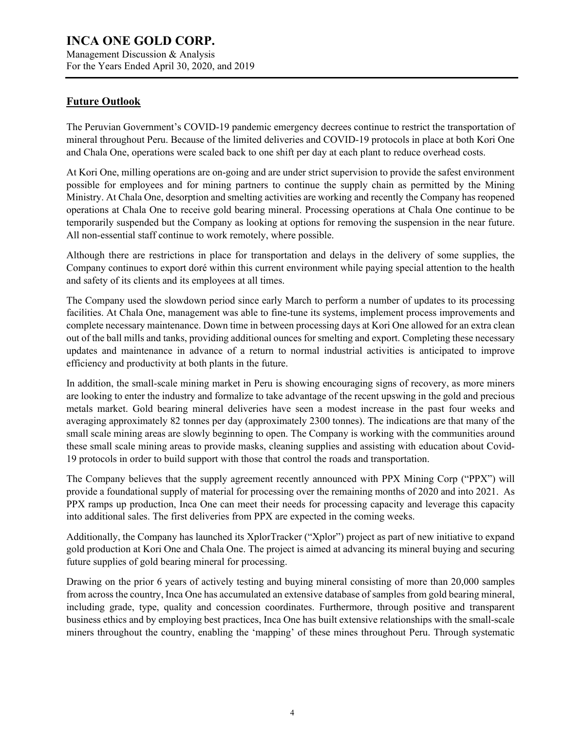## Future Outlook

The Peruvian Government's COVID-19 pandemic emergency decrees continue to restrict the transportation of mineral throughout Peru. Because of the limited deliveries and COVID-19 protocols in place at both Kori One and Chala One, operations were scaled back to one shift per day at each plant to reduce overhead costs.

At Kori One, milling operations are on-going and are under strict supervision to provide the safest environment possible for employees and for mining partners to continue the supply chain as permitted by the Mining Ministry. At Chala One, desorption and smelting activities are working and recently the Company has reopened operations at Chala One to receive gold bearing mineral. Processing operations at Chala One continue to be temporarily suspended but the Company as looking at options for removing the suspension in the near future. All non-essential staff continue to work remotely, where possible.

Although there are restrictions in place for transportation and delays in the delivery of some supplies, the Company continues to export doré within this current environment while paying special attention to the health and safety of its clients and its employees at all times.

The Company used the slowdown period since early March to perform a number of updates to its processing facilities. At Chala One, management was able to fine-tune its systems, implement process improvements and complete necessary maintenance. Down time in between processing days at Kori One allowed for an extra clean out of the ball mills and tanks, providing additional ounces for smelting and export. Completing these necessary updates and maintenance in advance of a return to normal industrial activities is anticipated to improve efficiency and productivity at both plants in the future.

In addition, the small-scale mining market in Peru is showing encouraging signs of recovery, as more miners are looking to enter the industry and formalize to take advantage of the recent upswing in the gold and precious metals market. Gold bearing mineral deliveries have seen a modest increase in the past four weeks and averaging approximately 82 tonnes per day (approximately 2300 tonnes). The indications are that many of the small scale mining areas are slowly beginning to open. The Company is working with the communities around these small scale mining areas to provide masks, cleaning supplies and assisting with education about Covid-19 protocols in order to build support with those that control the roads and transportation.

The Company believes that the supply agreement recently announced with PPX Mining Corp ("PPX") will provide a foundational supply of material for processing over the remaining months of 2020 and into 2021. As PPX ramps up production, Inca One can meet their needs for processing capacity and leverage this capacity into additional sales. The first deliveries from PPX are expected in the coming weeks.

Additionally, the Company has launched its XplorTracker ("Xplor") project as part of new initiative to expand gold production at Kori One and Chala One. The project is aimed at advancing its mineral buying and securing future supplies of gold bearing mineral for processing.

Drawing on the prior 6 years of actively testing and buying mineral consisting of more than 20,000 samples from across the country, Inca One has accumulated an extensive database of samples from gold bearing mineral, including grade, type, quality and concession coordinates. Furthermore, through positive and transparent business ethics and by employing best practices, Inca One has built extensive relationships with the small-scale miners throughout the country, enabling the 'mapping' of these mines throughout Peru. Through systematic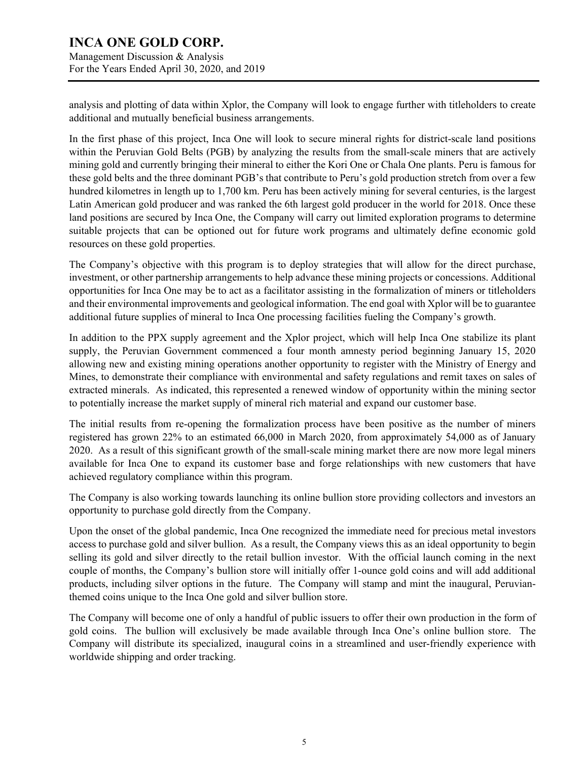analysis and plotting of data within Xplor, the Company will look to engage further with titleholders to create additional and mutually beneficial business arrangements.

In the first phase of this project, Inca One will look to secure mineral rights for district-scale land positions within the Peruvian Gold Belts (PGB) by analyzing the results from the small-scale miners that are actively mining gold and currently bringing their mineral to either the Kori One or Chala One plants. Peru is famous for these gold belts and the three dominant PGB's that contribute to Peru's gold production stretch from over a few hundred kilometres in length up to 1,700 km. Peru has been actively mining for several centuries, is the largest Latin American gold producer and was ranked the 6th largest gold producer in the world for 2018. Once these land positions are secured by Inca One, the Company will carry out limited exploration programs to determine suitable projects that can be optioned out for future work programs and ultimately define economic gold resources on these gold properties.

The Company's objective with this program is to deploy strategies that will allow for the direct purchase, investment, or other partnership arrangements to help advance these mining projects or concessions. Additional opportunities for Inca One may be to act as a facilitator assisting in the formalization of miners or titleholders and their environmental improvements and geological information. The end goal with Xplor will be to guarantee additional future supplies of mineral to Inca One processing facilities fueling the Company's growth.

In addition to the PPX supply agreement and the Xplor project, which will help Inca One stabilize its plant supply, the Peruvian Government commenced a four month amnesty period beginning January 15, 2020 allowing new and existing mining operations another opportunity to register with the Ministry of Energy and Mines, to demonstrate their compliance with environmental and safety regulations and remit taxes on sales of extracted minerals. As indicated, this represented a renewed window of opportunity within the mining sector to potentially increase the market supply of mineral rich material and expand our customer base.

The initial results from re-opening the formalization process have been positive as the number of miners registered has grown 22% to an estimated 66,000 in March 2020, from approximately 54,000 as of January 2020. As a result of this significant growth of the small-scale mining market there are now more legal miners available for Inca One to expand its customer base and forge relationships with new customers that have achieved regulatory compliance within this program.

The Company is also working towards launching its online bullion store providing collectors and investors an opportunity to purchase gold directly from the Company.

Upon the onset of the global pandemic, Inca One recognized the immediate need for precious metal investors access to purchase gold and silver bullion. As a result, the Company views this as an ideal opportunity to begin selling its gold and silver directly to the retail bullion investor. With the official launch coming in the next couple of months, the Company's bullion store will initially offer 1-ounce gold coins and will add additional products, including silver options in the future. The Company will stamp and mint the inaugural, Peruvian-themed coins unique to the Inca One gold and silver bullion store.

The Company will become one of only a handful of public issuers to offer their own production in the form of gold coins. The bullion will exclusively be made available through Inca One's online bullion store. The Company will distribute its specialized, inaugural coins in a streamlined and user-friendly experience with worldwide shipping and order tracking.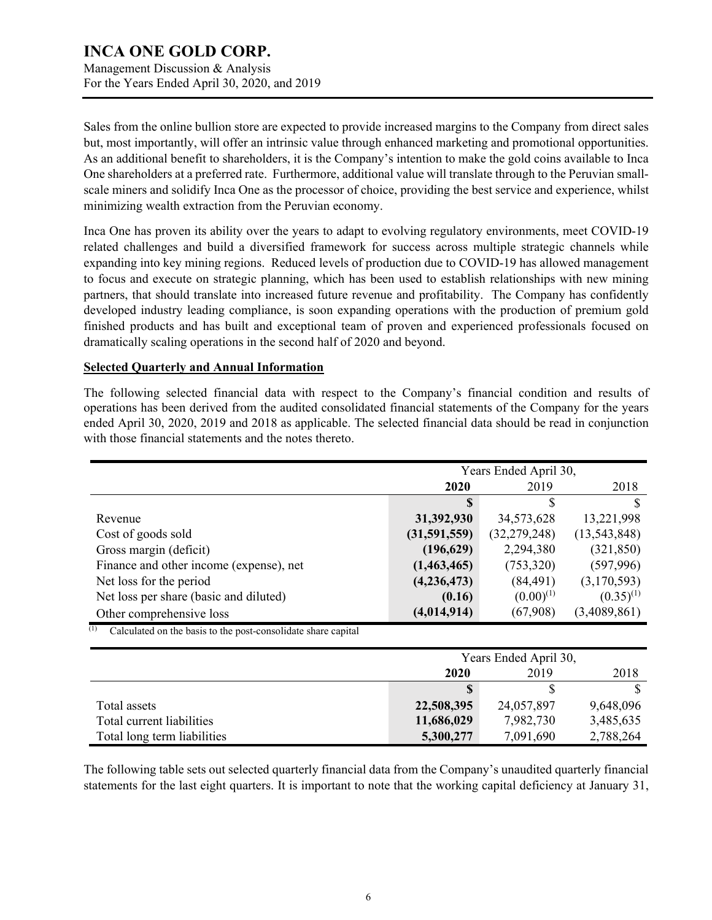Sales from the online bullion store are expected to provide increased margins to the Company from direct sales but, most importantly, will offer an intrinsic value through enhanced marketing and promotional opportunities. As an additional benefit to shareholders, it is the Company's intention to make the gold coins available to Inca One shareholders at a preferred rate. Furthermore, additional value will translate through to the Peruvian small-scale miners and solidify Inca One as the processor of choice, providing the best service and experience, whilst minimizing wealth extraction from the Peruvian economy.

Inca One has proven its ability over the years to adapt to evolving regulatory environments, meet COVID-19 related challenges and build a diversified framework for success across multiple strategic channels while expanding into key mining regions. Reduced levels of production due to COVID-19 has allowed management to focus and execute on strategic planning, which has been used to establish relationships with new mining partners, that should translate into increased future revenue and profitability. The Company has confidently developed industry leading compliance, is soon expanding operations with the production of premium gold finished products and has built and exceptional team of proven and experienced professionals focused on dramatically scaling operations in the second half of 2020 and beyond.

**Selected Quarterly and Annual Information**

The following selected financial data with respect to the Company's financial condition and results of operations has been derived from the audited consolidated financial statements of the Company for the years ended April 30, 2020, 2019 and 2018 as applicable. The selected financial data should be read in conjunction with those financial statements and the notes thereto.

| | Years Ended April 30, | | |
|---|---|---|---|
| | **2020** | 2019 | 2018 |
| | **$** | $ | $ |
| Revenue | **31,392,930** | 34,573,628 | 13,221,998 |
| Cost of goods sold | **(31,591,559)** | (32,279,248) | (13,543,848) |
| Gross margin (deficit) | **(196,629)** | 2,294,380 | (321,850) |
| Finance and other income (expense), net | **(1,463,465)** | (753,320) | (597,996) |
| Net loss for the period | **(4,236,473)** | (84,491) | (3,170,593) |
| Net loss per share (basic and diluted) | **(0.16)** | (0.00)[(1)] | (0.35)[(1)] |
| Other comprehensive loss | **(4,014,914)** | (67,908) | (3,4089,861) |

[(1)] Calculated on the basis to the post-consolidate share capital

| | Years Ended April 30, | | |
|---|---|---|---|
| | **2020** | 2019 | 2018 |
| | **$** | $ | $ |
| Total assets | **22,508,395** | 24,057,897 | 9,648,096 |
| Total current liabilities | **11,686,029** | 7,982,730 | 3,485,635 |
| Total long term liabilities | **5,300,277** | 7,091,690 | 2,788,264 |

The following table sets out selected quarterly financial data from the Company's unaudited quarterly financial statements for the last eight quarters. It is important to note that the working capital deficiency at January 31,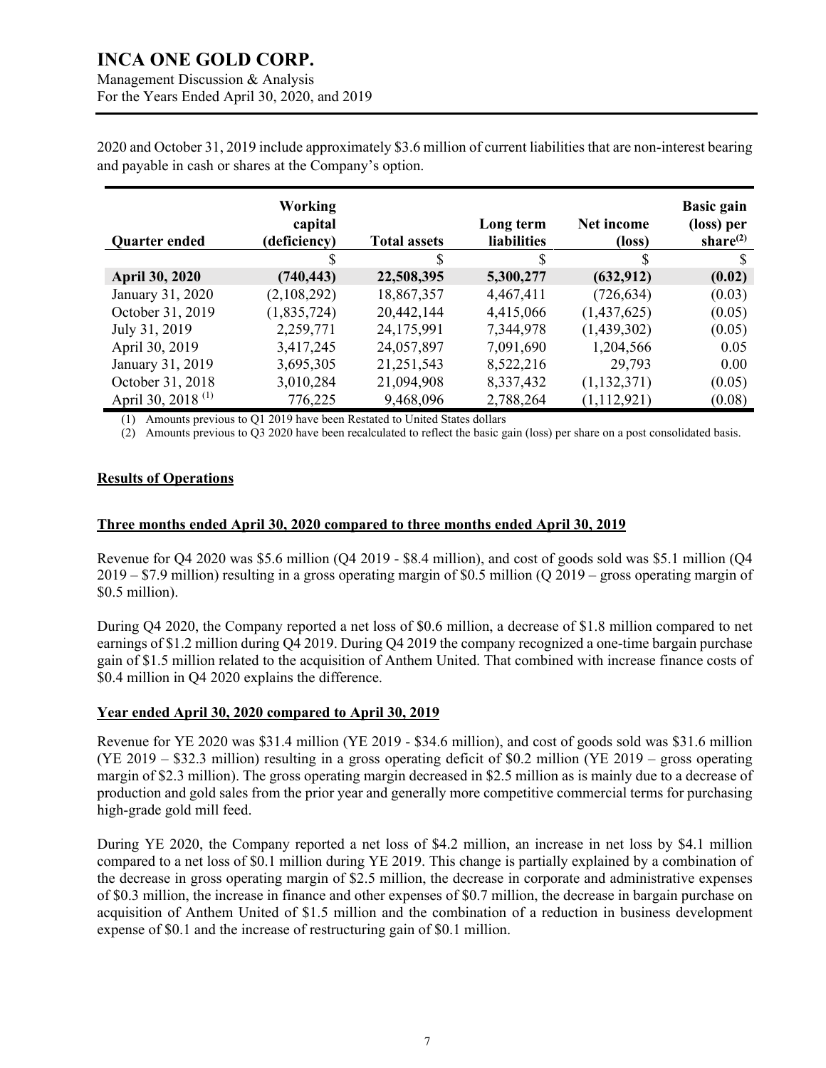2020 and October 31, 2019 include approximately $3.6 million of current liabilities that are non-interest bearing and payable in cash or shares at the Company's option.

| Quarter ended | Working capital (deficiency) | Total assets | Long term liabilities | Net income (loss) | Basic gain (loss) per share[(2)] |
|---|---|---|---|---|---|
| | $ | $ | $ | $ | $ |
| **April 30, 2020** | **(740,443)** | **22,508,395** | **5,300,277** | **(632,912)** | **(0.02)** |
| January 31, 2020 | (2,108,292) | 18,867,357 | 4,467,411 | (726,634) | (0.03) |
| October 31, 2019 | (1,835,724) | 20,442,144 | 4,415,066 | (1,437,625) | (0.05) |
| July 31, 2019 | 2,259,771 | 24,175,991 | 7,344,978 | (1,439,302) | (0.05) |
| April 30, 2019 | 3,417,245 | 24,057,897 | 7,091,690 | 1,204,566 | 0.05 |
| January 31, 2019 | 3,695,305 | 21,251,543 | 8,522,216 | 29,793 | 0.00 |
| October 31, 2018 | 3,010,284 | 21,094,908 | 8,337,432 | (1,132,371) | (0.05) |
| April 30, 2018 [(1)] | 776,225 | 9,468,096 | 2,788,264 | (1,112,921) | (0.08) |

(1) Amounts previous to Q1 2019 have been Restated to United States dollars

(2) Amounts previous to Q3 2020 have been recalculated to reflect the basic gain (loss) per share on a post consolidated basis.

## Results of Operations

### Three months ended April 30, 2020 compared to three months ended April 30, 2019

Revenue for Q4 2020 was $5.6 million (Q4 2019 - $8.4 million), and cost of goods sold was $5.1 million (Q4 2019 – $7.9 million) resulting in a gross operating margin of $0.5 million (Q 2019 – gross operating margin of $0.5 million).

During Q4 2020, the Company reported a net loss of $0.6 million, a decrease of $1.8 million compared to net earnings of $1.2 million during Q4 2019. During Q4 2019 the company recognized a one-time bargain purchase gain of $1.5 million related to the acquisition of Anthem United. That combined with increase finance costs of $0.4 million in Q4 2020 explains the difference.

### Year ended April 30, 2020 compared to April 30, 2019

Revenue for YE 2020 was $31.4 million (YE 2019 - $34.6 million), and cost of goods sold was $31.6 million (YE 2019 – $32.3 million) resulting in a gross operating deficit of $0.2 million (YE 2019 – gross operating margin of $2.3 million). The gross operating margin decreased in $2.5 million as is mainly due to a decrease of production and gold sales from the prior year and generally more competitive commercial terms for purchasing high-grade gold mill feed.

During YE 2020, the Company reported a net loss of $4.2 million, an increase in net loss by $4.1 million compared to a net loss of $0.1 million during YE 2019. This change is partially explained by a combination of the decrease in gross operating margin of $2.5 million, the decrease in corporate and administrative expenses of $0.3 million, the increase in finance and other expenses of $0.7 million, the decrease in bargain purchase on acquisition of Anthem United of $1.5 million and the combination of a reduction in business development expense of $0.1 and the increase of restructuring gain of $0.1 million.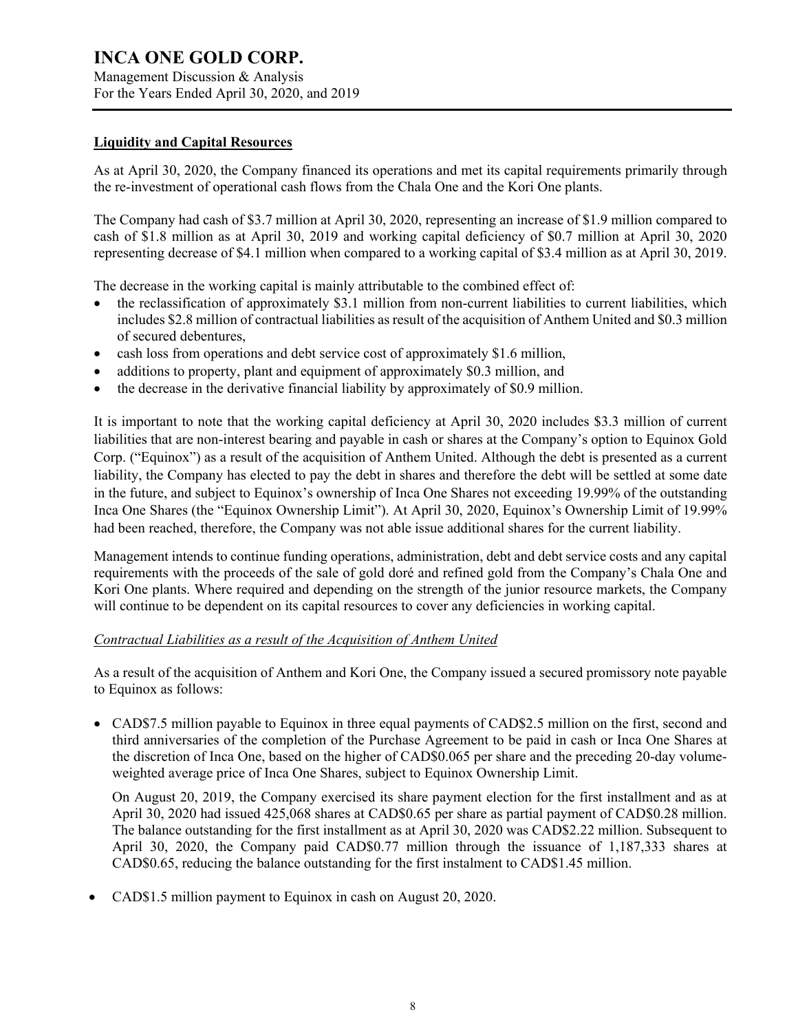## Liquidity and Capital Resources

As at April 30, 2020, the Company financed its operations and met its capital requirements primarily through the re-investment of operational cash flows from the Chala One and the Kori One plants.

The Company had cash of $3.7 million at April 30, 2020, representing an increase of $1.9 million compared to cash of $1.8 million as at April 30, 2019 and working capital deficiency of $0.7 million at April 30, 2020 representing decrease of $4.1 million when compared to a working capital of $3.4 million as at April 30, 2019.

The decrease in the working capital is mainly attributable to the combined effect of:

- the reclassification of approximately $3.1 million from non-current liabilities to current liabilities, which includes $2.8 million of contractual liabilities as result of the acquisition of Anthem United and $0.3 million of secured debentures,
- cash loss from operations and debt service cost of approximately $1.6 million,
- additions to property, plant and equipment of approximately $0.3 million, and
- the decrease in the derivative financial liability by approximately of $0.9 million.

It is important to note that the working capital deficiency at April 30, 2020 includes $3.3 million of current liabilities that are non-interest bearing and payable in cash or shares at the Company's option to Equinox Gold Corp. ("Equinox") as a result of the acquisition of Anthem United. Although the debt is presented as a current liability, the Company has elected to pay the debt in shares and therefore the debt will be settled at some date in the future, and subject to Equinox's ownership of Inca One Shares not exceeding 19.99% of the outstanding Inca One Shares (the "Equinox Ownership Limit"). At April 30, 2020, Equinox's Ownership Limit of 19.99% had been reached, therefore, the Company was not able issue additional shares for the current liability.

Management intends to continue funding operations, administration, debt and debt service costs and any capital requirements with the proceeds of the sale of gold doré and refined gold from the Company's Chala One and Kori One plants. Where required and depending on the strength of the junior resource markets, the Company will continue to be dependent on its capital resources to cover any deficiencies in working capital.

### *Contractual Liabilities as a result of the Acquisition of Anthem United*

As a result of the acquisition of Anthem and Kori One, the Company issued a secured promissory note payable to Equinox as follows:

- CAD$7.5 million payable to Equinox in three equal payments of CAD$2.5 million on the first, second and third anniversaries of the completion of the Purchase Agreement to be paid in cash or Inca One Shares at the discretion of Inca One, based on the higher of CAD$0.065 per share and the preceding 20-day volume-weighted average price of Inca One Shares, subject to Equinox Ownership Limit.

  On August 20, 2019, the Company exercised its share payment election for the first installment and as at April 30, 2020 had issued 425,068 shares at CAD$0.65 per share as partial payment of CAD$0.28 million. The balance outstanding for the first installment as at April 30, 2020 was CAD$2.22 million. Subsequent to April 30, 2020, the Company paid CAD$0.77 million through the issuance of 1,187,333 shares at CAD$0.65, reducing the balance outstanding for the first instalment to CAD$1.45 million.

- CAD$1.5 million payment to Equinox in cash on August 20, 2020.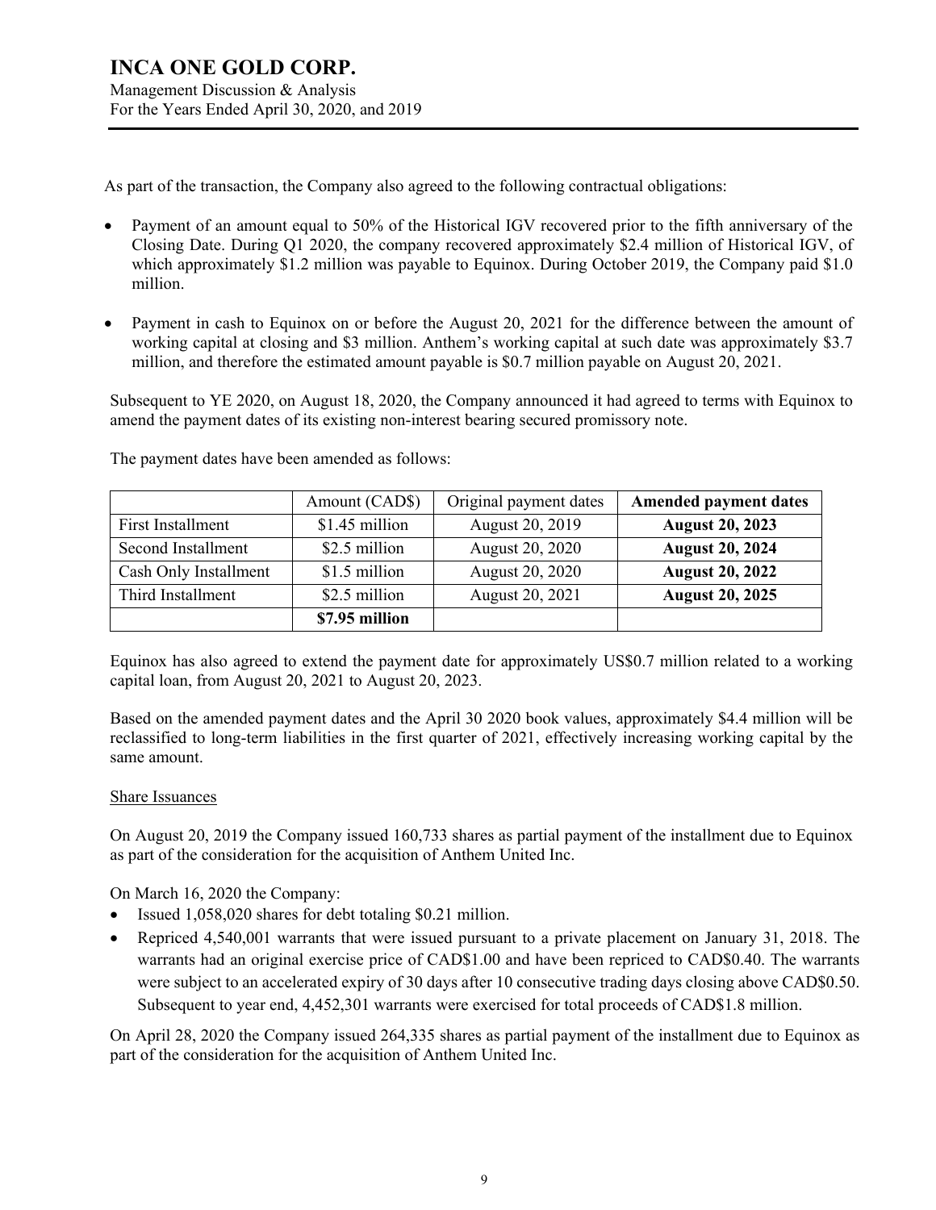As part of the transaction, the Company also agreed to the following contractual obligations:

- Payment of an amount equal to 50% of the Historical IGV recovered prior to the fifth anniversary of the Closing Date. During Q1 2020, the company recovered approximately $2.4 million of Historical IGV, of which approximately $1.2 million was payable to Equinox. During October 2019, the Company paid $1.0 million.
- Payment in cash to Equinox on or before the August 20, 2021 for the difference between the amount of working capital at closing and $3 million. Anthem's working capital at such date was approximately $3.7 million, and therefore the estimated amount payable is $0.7 million payable on August 20, 2021.

Subsequent to YE 2020, on August 18, 2020, the Company announced it had agreed to terms with Equinox to amend the payment dates of its existing non-interest bearing secured promissory note.

The payment dates have been amended as follows:

| | Amount (CAD$) | Original payment dates | **Amended payment dates** |
|---|---|---|---|
| First Installment | $1.45 million | August 20, 2019 | **August 20, 2023** |
| Second Installment | $2.5 million | August 20, 2020 | **August 20, 2024** |
| Cash Only Installment | $1.5 million | August 20, 2020 | **August 20, 2022** |
| Third Installment | $2.5 million | August 20, 2021 | **August 20, 2025** |
| | **$7.95 million** | | |

Equinox has also agreed to extend the payment date for approximately US$0.7 million related to a working capital loan, from August 20, 2021 to August 20, 2023.

Based on the amended payment dates and the April 30 2020 book values, approximately $4.4 million will be reclassified to long-term liabilities in the first quarter of 2021, effectively increasing working capital by the same amount.

Share Issuances

On August 20, 2019 the Company issued 160,733 shares as partial payment of the installment due to Equinox as part of the consideration for the acquisition of Anthem United Inc.

On March 16, 2020 the Company:

- Issued 1,058,020 shares for debt totaling $0.21 million.
- Repriced 4,540,001 warrants that were issued pursuant to a private placement on January 31, 2018. The warrants had an original exercise price of CAD$1.00 and have been repriced to CAD$0.40. The warrants were subject to an accelerated expiry of 30 days after 10 consecutive trading days closing above CAD$0.50. Subsequent to year end, 4,452,301 warrants were exercised for total proceeds of CAD$1.8 million.

On April 28, 2020 the Company issued 264,335 shares as partial payment of the installment due to Equinox as part of the consideration for the acquisition of Anthem United Inc.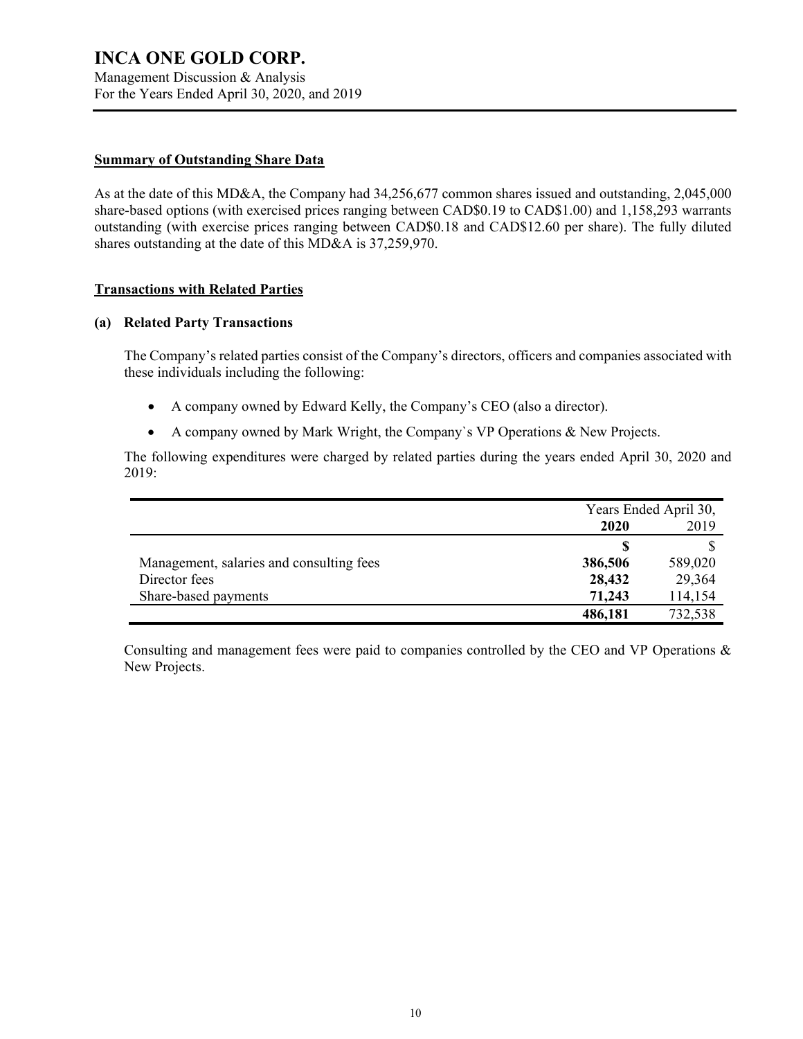## Summary of Outstanding Share Data

As at the date of this MD&A, the Company had 34,256,677 common shares issued and outstanding, 2,045,000 share-based options (with exercised prices ranging between CAD$0.19 to CAD$1.00) and 1,158,293 warrants outstanding (with exercise prices ranging between CAD$0.18 and CAD$12.60 per share). The fully diluted shares outstanding at the date of this MD&A is 37,259,970.

## Transactions with Related Parties

### (a) Related Party Transactions

The Company's related parties consist of the Company's directors, officers and companies associated with these individuals including the following:

- A company owned by Edward Kelly, the Company's CEO (also a director).
- A company owned by Mark Wright, the Company`s VP Operations & New Projects.

The following expenditures were charged by related parties during the years ended April 30, 2020 and 2019:

| | Years Ended April 30, | |
|---|---|---|
| | **2020** | 2019 |
| | **$** | $ |
| Management, salaries and consulting fees | **386,506** | 589,020 |
| Director fees | **28,432** | 29,364 |
| Share-based payments | **71,243** | 114,154 |
| | **486,181** | 732,538 |

Consulting and management fees were paid to companies controlled by the CEO and VP Operations & New Projects.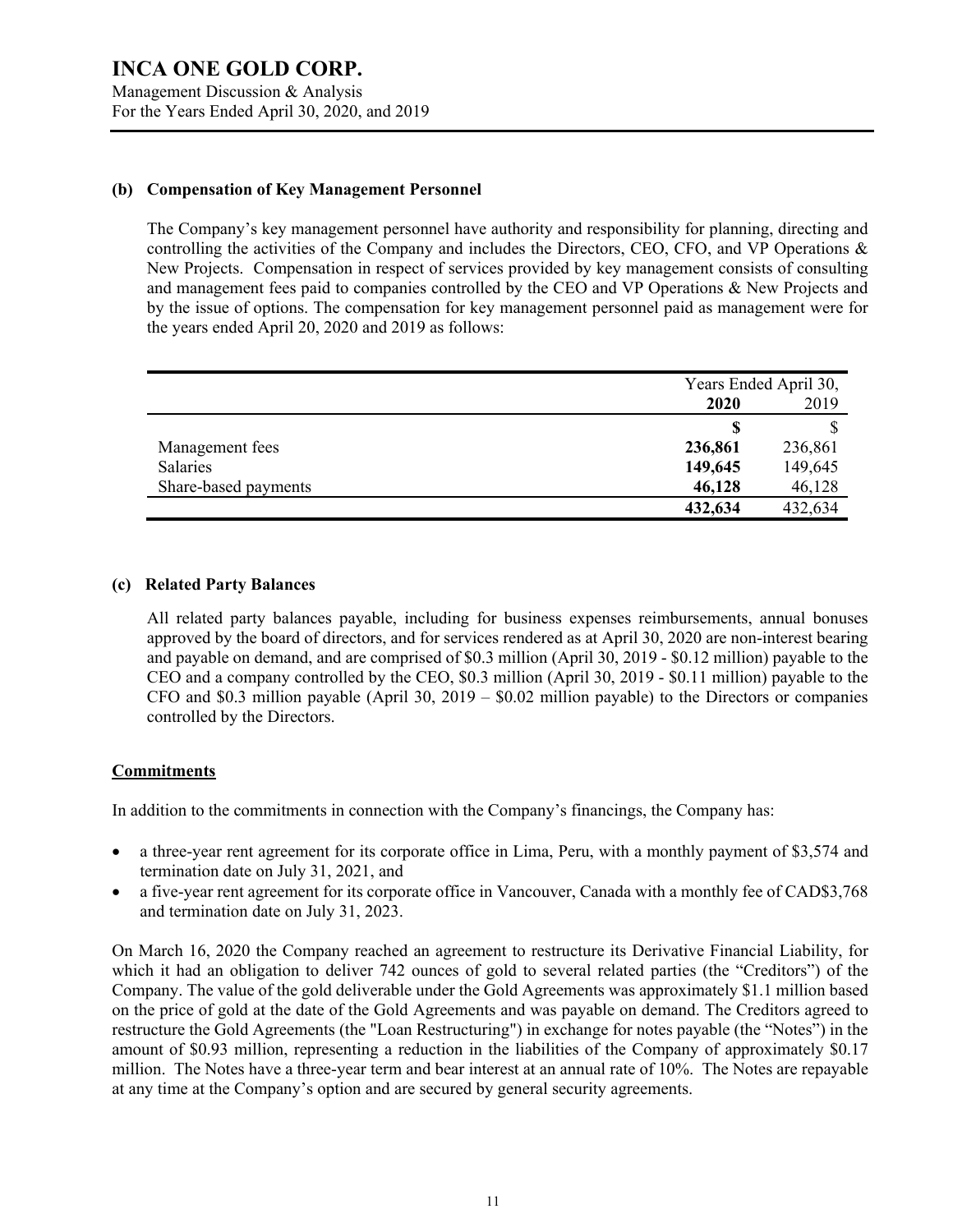### (b) Compensation of Key Management Personnel

The Company's key management personnel have authority and responsibility for planning, directing and controlling the activities of the Company and includes the Directors, CEO, CFO, and VP Operations & New Projects. Compensation in respect of services provided by key management consists of consulting and management fees paid to companies controlled by the CEO and VP Operations & New Projects and by the issue of options. The compensation for key management personnel paid as management were for the years ended April 20, 2020 and 2019 as follows:

| | Years Ended April 30, | |
|---|---|---|
| | **2020** | 2019 |
| | **$** | $ |
| Management fees | **236,861** | 236,861 |
| Salaries | **149,645** | 149,645 |
| Share-based payments | **46,128** | 46,128 |
| | **432,634** | 432,634 |

### (c) Related Party Balances

All related party balances payable, including for business expenses reimbursements, annual bonuses approved by the board of directors, and for services rendered as at April 30, 2020 are non-interest bearing and payable on demand, and are comprised of \$0.3 million (April 30, 2019 - \$0.12 million) payable to the CEO and a company controlled by the CEO, \$0.3 million (April 30, 2019 - \$0.11 million) payable to the CFO and \$0.3 million payable (April 30, 2019 – \$0.02 million payable) to the Directors or companies controlled by the Directors.

## Commitments

In addition to the commitments in connection with the Company's financings, the Company has:

- a three-year rent agreement for its corporate office in Lima, Peru, with a monthly payment of \$3,574 and termination date on July 31, 2021, and
- a five-year rent agreement for its corporate office in Vancouver, Canada with a monthly fee of CAD\$3,768 and termination date on July 31, 2023.

On March 16, 2020 the Company reached an agreement to restructure its Derivative Financial Liability, for which it had an obligation to deliver 742 ounces of gold to several related parties (the "Creditors") of the Company. The value of the gold deliverable under the Gold Agreements was approximately \$1.1 million based on the price of gold at the date of the Gold Agreements and was payable on demand. The Creditors agreed to restructure the Gold Agreements (the "Loan Restructuring") in exchange for notes payable (the "Notes") in the amount of \$0.93 million, representing a reduction in the liabilities of the Company of approximately \$0.17 million. The Notes have a three-year term and bear interest at an annual rate of 10%. The Notes are repayable at any time at the Company's option and are secured by general security agreements.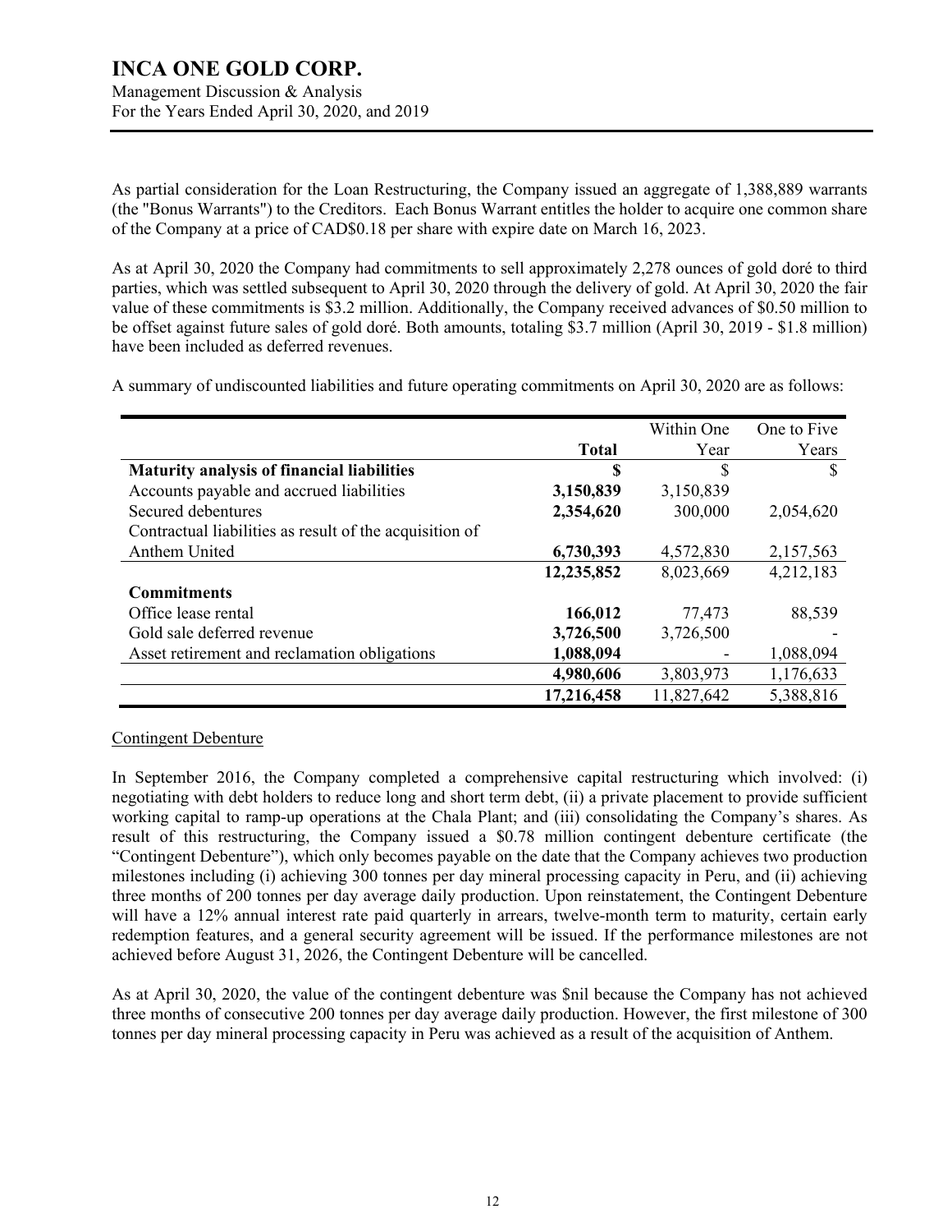As partial consideration for the Loan Restructuring, the Company issued an aggregate of 1,388,889 warrants (the "Bonus Warrants") to the Creditors. Each Bonus Warrant entitles the holder to acquire one common share of the Company at a price of CAD$0.18 per share with expire date on March 16, 2023.

As at April 30, 2020 the Company had commitments to sell approximately 2,278 ounces of gold doré to third parties, which was settled subsequent to April 30, 2020 through the delivery of gold. At April 30, 2020 the fair value of these commitments is $3.2 million. Additionally, the Company received advances of $0.50 million to be offset against future sales of gold doré. Both amounts, totaling $3.7 million (April 30, 2019 - $1.8 million) have been included as deferred revenues.

A summary of undiscounted liabilities and future operating commitments on April 30, 2020 are as follows:

| | Total | Within One Year | One to Five Years |
|---|---|---|---|
| **Maturity analysis of financial liabilities** | **$** | $ | $ |
| Accounts payable and accrued liabilities | **3,150,839** | 3,150,839 | |
| Secured debentures | **2,354,620** | 300,000 | 2,054,620 |
| Contractual liabilities as result of the acquisition of Anthem United | **6,730,393** | 4,572,830 | 2,157,563 |
| | **12,235,852** | 8,023,669 | 4,212,183 |
| **Commitments** | | | |
| Office lease rental | **166,012** | 77,473 | 88,539 |
| Gold sale deferred revenue | **3,726,500** | 3,726,500 | - |
| Asset retirement and reclamation obligations | **1,088,094** | - | 1,088,094 |
| | **4,980,606** | 3,803,973 | 1,176,633 |
| | **17,216,458** | 11,827,642 | 5,388,816 |

Contingent Debenture

In September 2016, the Company completed a comprehensive capital restructuring which involved: (i) negotiating with debt holders to reduce long and short term debt, (ii) a private placement to provide sufficient working capital to ramp-up operations at the Chala Plant; and (iii) consolidating the Company's shares. As result of this restructuring, the Company issued a $0.78 million contingent debenture certificate (the "Contingent Debenture"), which only becomes payable on the date that the Company achieves two production milestones including (i) achieving 300 tonnes per day mineral processing capacity in Peru, and (ii) achieving three months of 200 tonnes per day average daily production. Upon reinstatement, the Contingent Debenture will have a 12% annual interest rate paid quarterly in arrears, twelve-month term to maturity, certain early redemption features, and a general security agreement will be issued. If the performance milestones are not achieved before August 31, 2026, the Contingent Debenture will be cancelled.

As at April 30, 2020, the value of the contingent debenture was $nil because the Company has not achieved three months of consecutive 200 tonnes per day average daily production. However, the first milestone of 300 tonnes per day mineral processing capacity in Peru was achieved as a result of the acquisition of Anthem.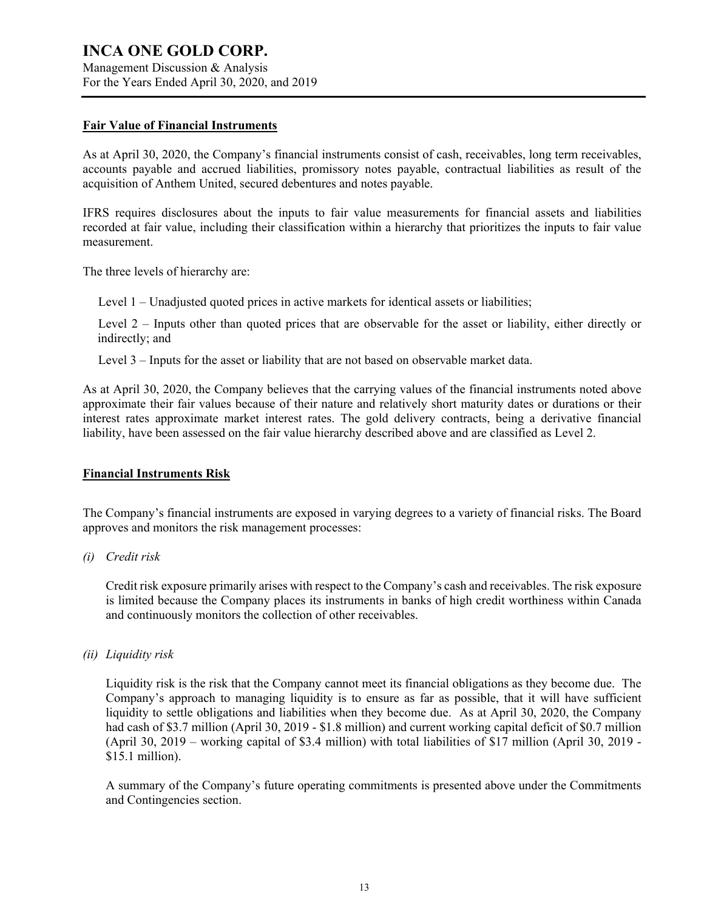## Fair Value of Financial Instruments

As at April 30, 2020, the Company's financial instruments consist of cash, receivables, long term receivables, accounts payable and accrued liabilities, promissory notes payable, contractual liabilities as result of the acquisition of Anthem United, secured debentures and notes payable.

IFRS requires disclosures about the inputs to fair value measurements for financial assets and liabilities recorded at fair value, including their classification within a hierarchy that prioritizes the inputs to fair value measurement.

The three levels of hierarchy are:

Level 1 – Unadjusted quoted prices in active markets for identical assets or liabilities;

Level 2 – Inputs other than quoted prices that are observable for the asset or liability, either directly or indirectly; and

Level 3 – Inputs for the asset or liability that are not based on observable market data.

As at April 30, 2020, the Company believes that the carrying values of the financial instruments noted above approximate their fair values because of their nature and relatively short maturity dates or durations or their interest rates approximate market interest rates. The gold delivery contracts, being a derivative financial liability, have been assessed on the fair value hierarchy described above and are classified as Level 2.

## Financial Instruments Risk

The Company's financial instruments are exposed in varying degrees to a variety of financial risks. The Board approves and monitors the risk management processes:

*(i) Credit risk*

Credit risk exposure primarily arises with respect to the Company's cash and receivables. The risk exposure is limited because the Company places its instruments in banks of high credit worthiness within Canada and continuously monitors the collection of other receivables.

*(ii) Liquidity risk*

Liquidity risk is the risk that the Company cannot meet its financial obligations as they become due. The Company's approach to managing liquidity is to ensure as far as possible, that it will have sufficient liquidity to settle obligations and liabilities when they become due. As at April 30, 2020, the Company had cash of $3.7 million (April 30, 2019 - $1.8 million) and current working capital deficit of $0.7 million (April 30, 2019 – working capital of $3.4 million) with total liabilities of $17 million (April 30, 2019 - $15.1 million).

A summary of the Company's future operating commitments is presented above under the Commitments and Contingencies section.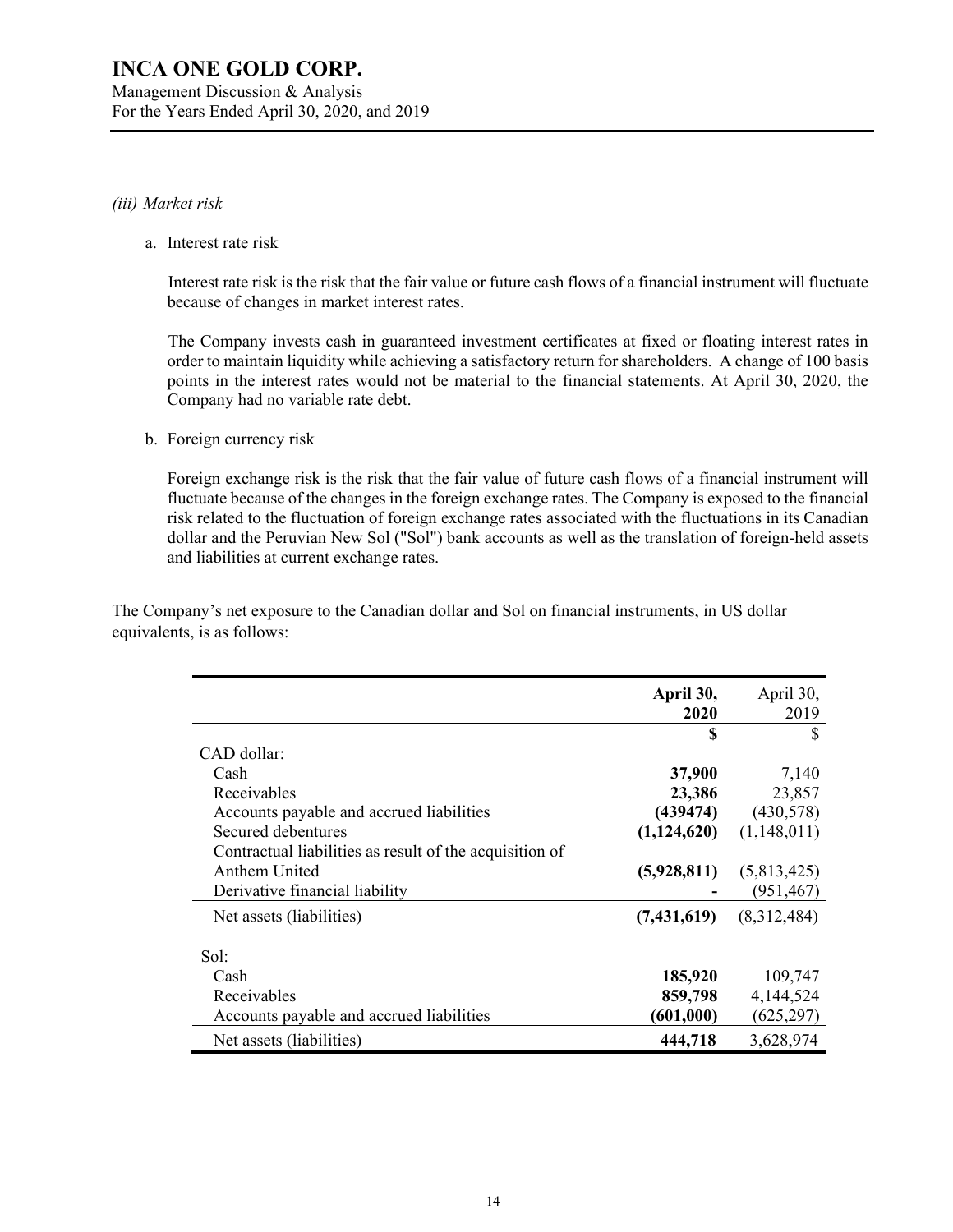*(iii) Market risk*

a. Interest rate risk

Interest rate risk is the risk that the fair value or future cash flows of a financial instrument will fluctuate because of changes in market interest rates.

The Company invests cash in guaranteed investment certificates at fixed or floating interest rates in order to maintain liquidity while achieving a satisfactory return for shareholders. A change of 100 basis points in the interest rates would not be material to the financial statements. At April 30, 2020, the Company had no variable rate debt.

b. Foreign currency risk

Foreign exchange risk is the risk that the fair value of future cash flows of a financial instrument will fluctuate because of the changes in the foreign exchange rates. The Company is exposed to the financial risk related to the fluctuation of foreign exchange rates associated with the fluctuations in its Canadian dollar and the Peruvian New Sol ("Sol") bank accounts as well as the translation of foreign-held assets and liabilities at current exchange rates.

The Company's net exposure to the Canadian dollar and Sol on financial instruments, in US dollar equivalents, is as follows:

| | **April 30, 2020** | April 30, 2019 |
|---|---|---|
| | **$** | $ |
| CAD dollar: | | |
| Cash | **37,900** | 7,140 |
| Receivables | **23,386** | 23,857 |
| Accounts payable and accrued liabilities | **(439474)** | (430,578) |
| Secured debentures | **(1,124,620)** | (1,148,011) |
| Contractual liabilities as result of the acquisition of Anthem United | **(5,928,811)** | (5,813,425) |
| Derivative financial liability | **-** | (951,467) |
| Net assets (liabilities) | **(7,431,619)** | (8,312,484) |
| | | |
| Sol: | | |
| Cash | **185,920** | 109,747 |
| Receivables | **859,798** | 4,144,524 |
| Accounts payable and accrued liabilities | **(601,000)** | (625,297) |
| Net assets (liabilities) | **444,718** | 3,628,974 |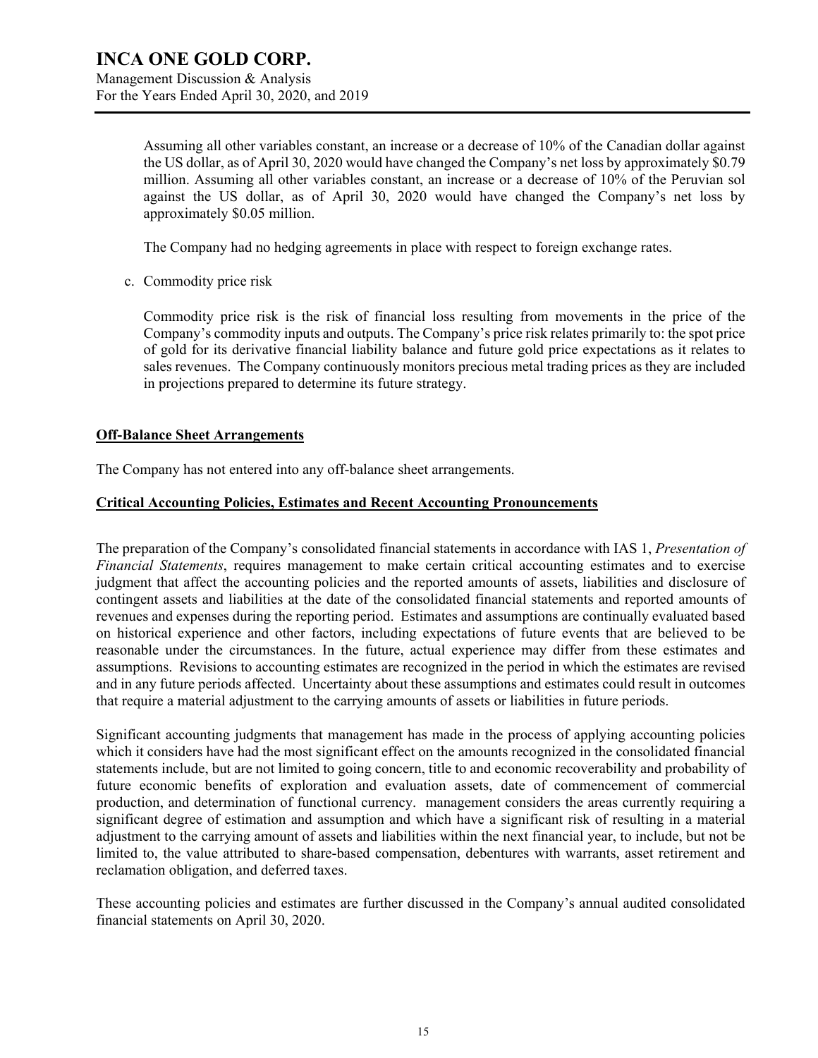Assuming all other variables constant, an increase or a decrease of 10% of the Canadian dollar against the US dollar, as of April 30, 2020 would have changed the Company's net loss by approximately $0.79 million. Assuming all other variables constant, an increase or a decrease of 10% of the Peruvian sol against the US dollar, as of April 30, 2020 would have changed the Company's net loss by approximately $0.05 million.

The Company had no hedging agreements in place with respect to foreign exchange rates.

c. Commodity price risk

Commodity price risk is the risk of financial loss resulting from movements in the price of the Company's commodity inputs and outputs. The Company's price risk relates primarily to: the spot price of gold for its derivative financial liability balance and future gold price expectations as it relates to sales revenues. The Company continuously monitors precious metal trading prices as they are included in projections prepared to determine its future strategy.

## Off-Balance Sheet Arrangements

The Company has not entered into any off-balance sheet arrangements.

## Critical Accounting Policies, Estimates and Recent Accounting Pronouncements

The preparation of the Company's consolidated financial statements in accordance with IAS 1, *Presentation of Financial Statements*, requires management to make certain critical accounting estimates and to exercise judgment that affect the accounting policies and the reported amounts of assets, liabilities and disclosure of contingent assets and liabilities at the date of the consolidated financial statements and reported amounts of revenues and expenses during the reporting period. Estimates and assumptions are continually evaluated based on historical experience and other factors, including expectations of future events that are believed to be reasonable under the circumstances. In the future, actual experience may differ from these estimates and assumptions. Revisions to accounting estimates are recognized in the period in which the estimates are revised and in any future periods affected. Uncertainty about these assumptions and estimates could result in outcomes that require a material adjustment to the carrying amounts of assets or liabilities in future periods.

Significant accounting judgments that management has made in the process of applying accounting policies which it considers have had the most significant effect on the amounts recognized in the consolidated financial statements include, but are not limited to going concern, title to and economic recoverability and probability of future economic benefits of exploration and evaluation assets, date of commencement of commercial production, and determination of functional currency. management considers the areas currently requiring a significant degree of estimation and assumption and which have a significant risk of resulting in a material adjustment to the carrying amount of assets and liabilities within the next financial year, to include, but not be limited to, the value attributed to share-based compensation, debentures with warrants, asset retirement and reclamation obligation, and deferred taxes.

These accounting policies and estimates are further discussed in the Company's annual audited consolidated financial statements on April 30, 2020.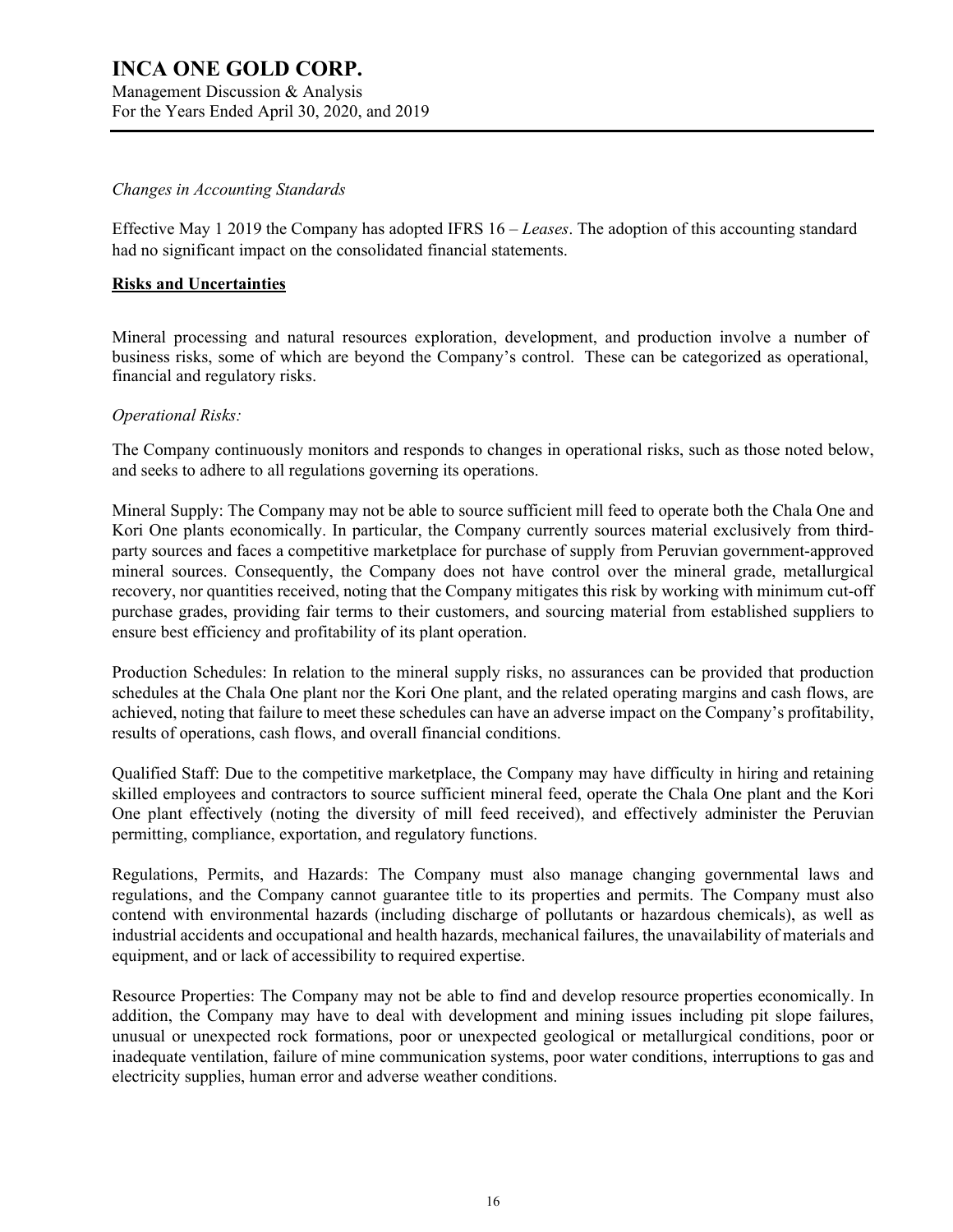*Changes in Accounting Standards*

Effective May 1 2019 the Company has adopted IFRS 16 – *Leases*. The adoption of this accounting standard had no significant impact on the consolidated financial statements.

## Risks and Uncertainties

Mineral processing and natural resources exploration, development, and production involve a number of business risks, some of which are beyond the Company's control. These can be categorized as operational, financial and regulatory risks.

*Operational Risks:*

The Company continuously monitors and responds to changes in operational risks, such as those noted below, and seeks to adhere to all regulations governing its operations.

Mineral Supply: The Company may not be able to source sufficient mill feed to operate both the Chala One and Kori One plants economically. In particular, the Company currently sources material exclusively from third-party sources and faces a competitive marketplace for purchase of supply from Peruvian government-approved mineral sources. Consequently, the Company does not have control over the mineral grade, metallurgical recovery, nor quantities received, noting that the Company mitigates this risk by working with minimum cut-off purchase grades, providing fair terms to their customers, and sourcing material from established suppliers to ensure best efficiency and profitability of its plant operation.

Production Schedules: In relation to the mineral supply risks, no assurances can be provided that production schedules at the Chala One plant nor the Kori One plant, and the related operating margins and cash flows, are achieved, noting that failure to meet these schedules can have an adverse impact on the Company's profitability, results of operations, cash flows, and overall financial conditions.

Qualified Staff: Due to the competitive marketplace, the Company may have difficulty in hiring and retaining skilled employees and contractors to source sufficient mineral feed, operate the Chala One plant and the Kori One plant effectively (noting the diversity of mill feed received), and effectively administer the Peruvian permitting, compliance, exportation, and regulatory functions.

Regulations, Permits, and Hazards: The Company must also manage changing governmental laws and regulations, and the Company cannot guarantee title to its properties and permits. The Company must also contend with environmental hazards (including discharge of pollutants or hazardous chemicals), as well as industrial accidents and occupational and health hazards, mechanical failures, the unavailability of materials and equipment, and or lack of accessibility to required expertise.

Resource Properties: The Company may not be able to find and develop resource properties economically. In addition, the Company may have to deal with development and mining issues including pit slope failures, unusual or unexpected rock formations, poor or unexpected geological or metallurgical conditions, poor or inadequate ventilation, failure of mine communication systems, poor water conditions, interruptions to gas and electricity supplies, human error and adverse weather conditions.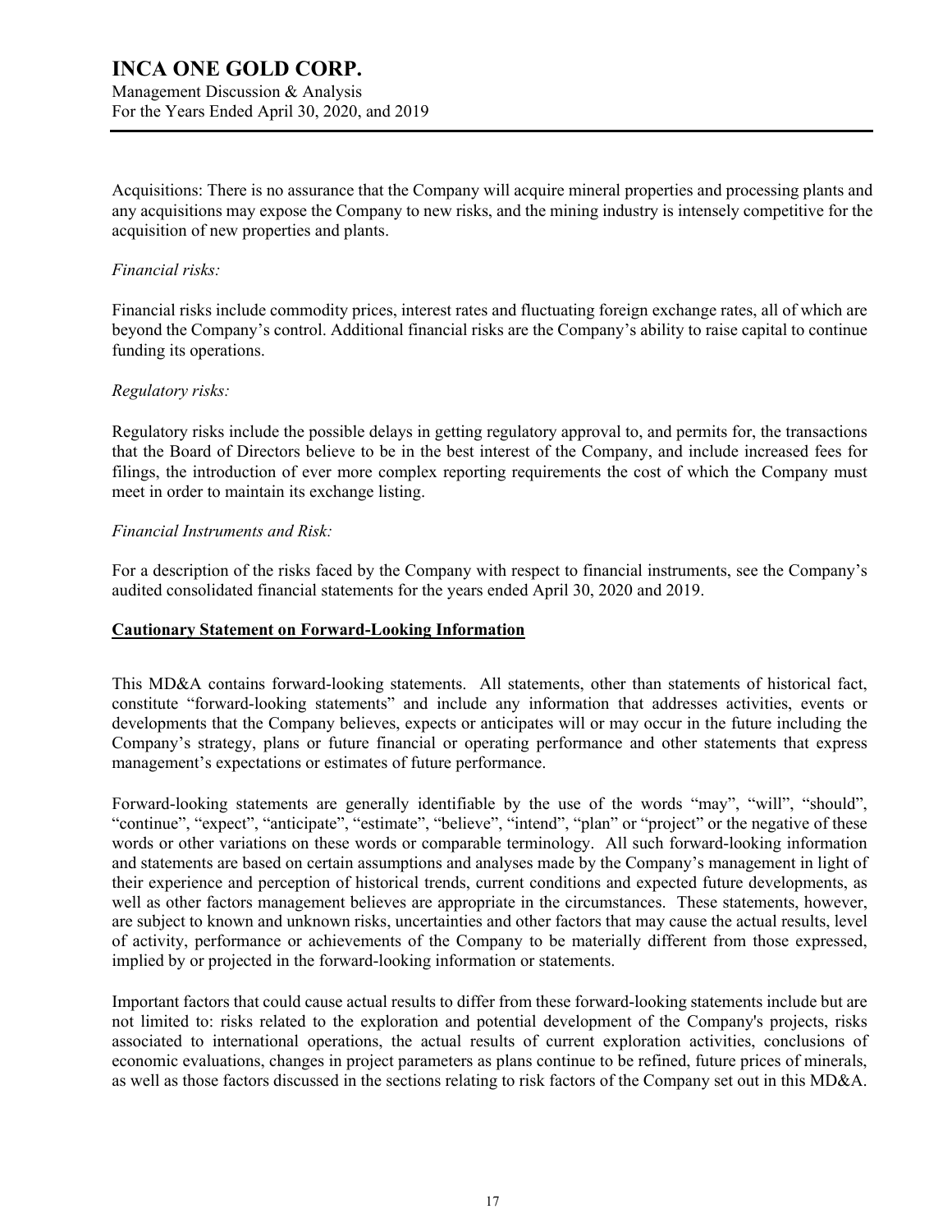Acquisitions: There is no assurance that the Company will acquire mineral properties and processing plants and any acquisitions may expose the Company to new risks, and the mining industry is intensely competitive for the acquisition of new properties and plants.

*Financial risks:*

Financial risks include commodity prices, interest rates and fluctuating foreign exchange rates, all of which are beyond the Company's control. Additional financial risks are the Company's ability to raise capital to continue funding its operations.

*Regulatory risks:*

Regulatory risks include the possible delays in getting regulatory approval to, and permits for, the transactions that the Board of Directors believe to be in the best interest of the Company, and include increased fees for filings, the introduction of ever more complex reporting requirements the cost of which the Company must meet in order to maintain its exchange listing.

*Financial Instruments and Risk:*

For a description of the risks faced by the Company with respect to financial instruments, see the Company's audited consolidated financial statements for the years ended April 30, 2020 and 2019.

## Cautionary Statement on Forward-Looking Information

This MD&A contains forward-looking statements. All statements, other than statements of historical fact, constitute "forward-looking statements" and include any information that addresses activities, events or developments that the Company believes, expects or anticipates will or may occur in the future including the Company's strategy, plans or future financial or operating performance and other statements that express management's expectations or estimates of future performance.

Forward-looking statements are generally identifiable by the use of the words "may", "will", "should", "continue", "expect", "anticipate", "estimate", "believe", "intend", "plan" or "project" or the negative of these words or other variations on these words or comparable terminology. All such forward-looking information and statements are based on certain assumptions and analyses made by the Company's management in light of their experience and perception of historical trends, current conditions and expected future developments, as well as other factors management believes are appropriate in the circumstances. These statements, however, are subject to known and unknown risks, uncertainties and other factors that may cause the actual results, level of activity, performance or achievements of the Company to be materially different from those expressed, implied by or projected in the forward-looking information or statements.

Important factors that could cause actual results to differ from these forward-looking statements include but are not limited to: risks related to the exploration and potential development of the Company's projects, risks associated to international operations, the actual results of current exploration activities, conclusions of economic evaluations, changes in project parameters as plans continue to be refined, future prices of minerals, as well as those factors discussed in the sections relating to risk factors of the Company set out in this MD&A.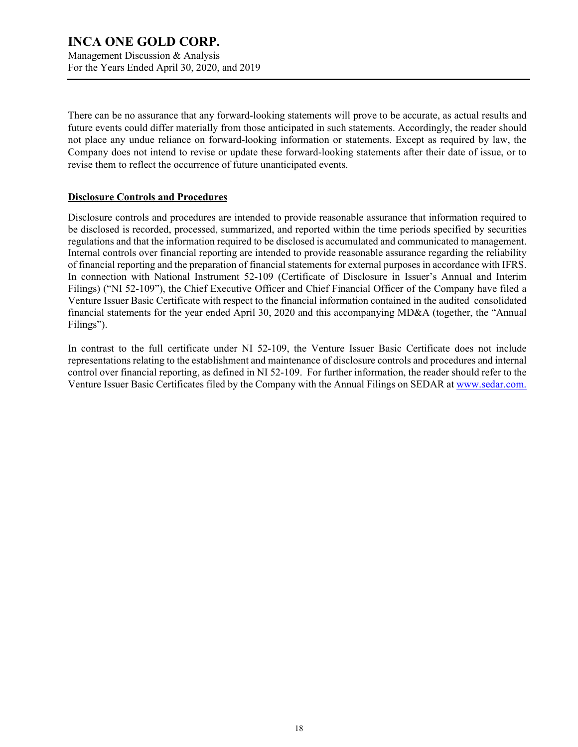There can be no assurance that any forward-looking statements will prove to be accurate, as actual results and future events could differ materially from those anticipated in such statements. Accordingly, the reader should not place any undue reliance on forward-looking information or statements. Except as required by law, the Company does not intend to revise or update these forward-looking statements after their date of issue, or to revise them to reflect the occurrence of future unanticipated events.

## Disclosure Controls and Procedures

Disclosure controls and procedures are intended to provide reasonable assurance that information required to be disclosed is recorded, processed, summarized, and reported within the time periods specified by securities regulations and that the information required to be disclosed is accumulated and communicated to management. Internal controls over financial reporting are intended to provide reasonable assurance regarding the reliability of financial reporting and the preparation of financial statements for external purposes in accordance with IFRS. In connection with National Instrument 52-109 (Certificate of Disclosure in Issuer's Annual and Interim Filings) ("NI 52-109"), the Chief Executive Officer and Chief Financial Officer of the Company have filed a Venture Issuer Basic Certificate with respect to the financial information contained in the audited consolidated financial statements for the year ended April 30, 2020 and this accompanying MD&A (together, the "Annual Filings").

In contrast to the full certificate under NI 52-109, the Venture Issuer Basic Certificate does not include representations relating to the establishment and maintenance of disclosure controls and procedures and internal control over financial reporting, as defined in NI 52-109. For further information, the reader should refer to the Venture Issuer Basic Certificates filed by the Company with the Annual Filings on SEDAR at www.sedar.com.